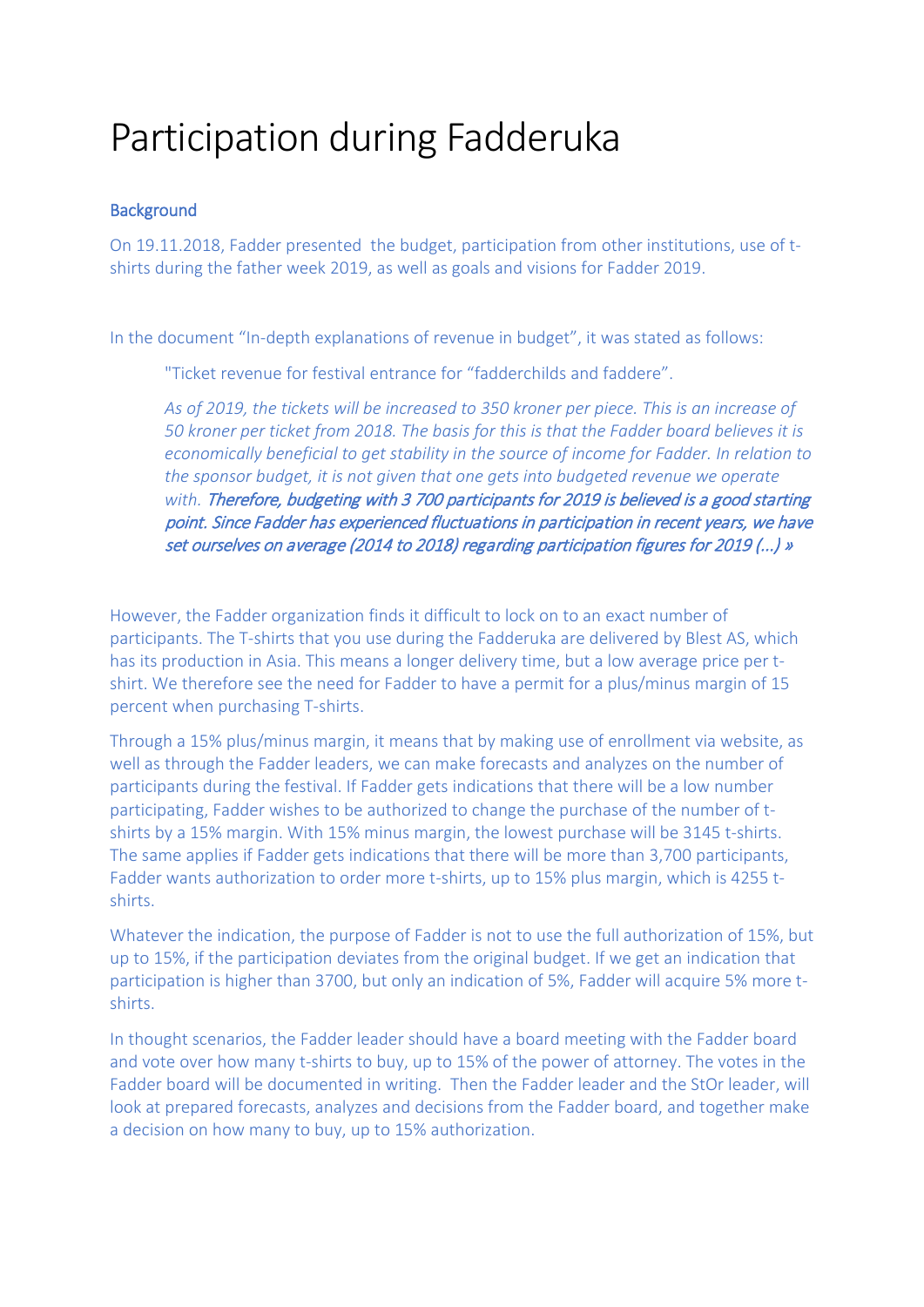# Participation during Fadderuka

## Background

On 19.11.2018, Fadder presented the budget, participation from other institutions, use of t-shirts during the father week 2019, as well as goals and visions for Fadder 2019.

In the document "In-depth explanations of revenue in budget", it was stated as follows:

> "Ticket revenue for festival entrance for "fadderchilds and faddere".
>
> *As of 2019, the tickets will be increased to 350 kroner per piece. This is an increase of 50 kroner per ticket from 2018. The basis for this is that the Fadder board believes it is economically beneficial to get stability in the source of income for Fadder. In relation to the sponsor budget, it is not given that one gets into budgeted revenue we operate with.* ***Therefore, budgeting with 3 700 participants for 2019 is believed is a good starting point. Since Fadder has experienced fluctuations in participation in recent years, we have set ourselves on average (2014 to 2018) regarding participation figures for 2019 (...) »***

However, the Fadder organization finds it difficult to lock on to an exact number of participants. The T-shirts that you use during the Fadderuka are delivered by Blest AS, which has its production in Asia. This means a longer delivery time, but a low average price per t-shirt. We therefore see the need for Fadder to have a permit for a plus/minus margin of 15 percent when purchasing T-shirts.

Through a 15% plus/minus margin, it means that by making use of enrollment via website, as well as through the Fadder leaders, we can make forecasts and analyzes on the number of participants during the festival. If Fadder gets indications that there will be a low number participating, Fadder wishes to be authorized to change the purchase of the number of t-shirts by a 15% margin. With 15% minus margin, the lowest purchase will be 3145 t-shirts. The same applies if Fadder gets indications that there will be more than 3,700 participants, Fadder wants authorization to order more t-shirts, up to 15% plus margin, which is 4255 t-shirts.

Whatever the indication, the purpose of Fadder is not to use the full authorization of 15%, but up to 15%, if the participation deviates from the original budget. If we get an indication that participation is higher than 3700, but only an indication of 5%, Fadder will acquire 5% more t-shirts.

In thought scenarios, the Fadder leader should have a board meeting with the Fadder board and vote over how many t-shirts to buy, up to 15% of the power of attorney. The votes in the Fadder board will be documented in writing. Then the Fadder leader and the StOr leader, will look at prepared forecasts, analyzes and decisions from the Fadder board, and together make a decision on how many to buy, up to 15% authorization.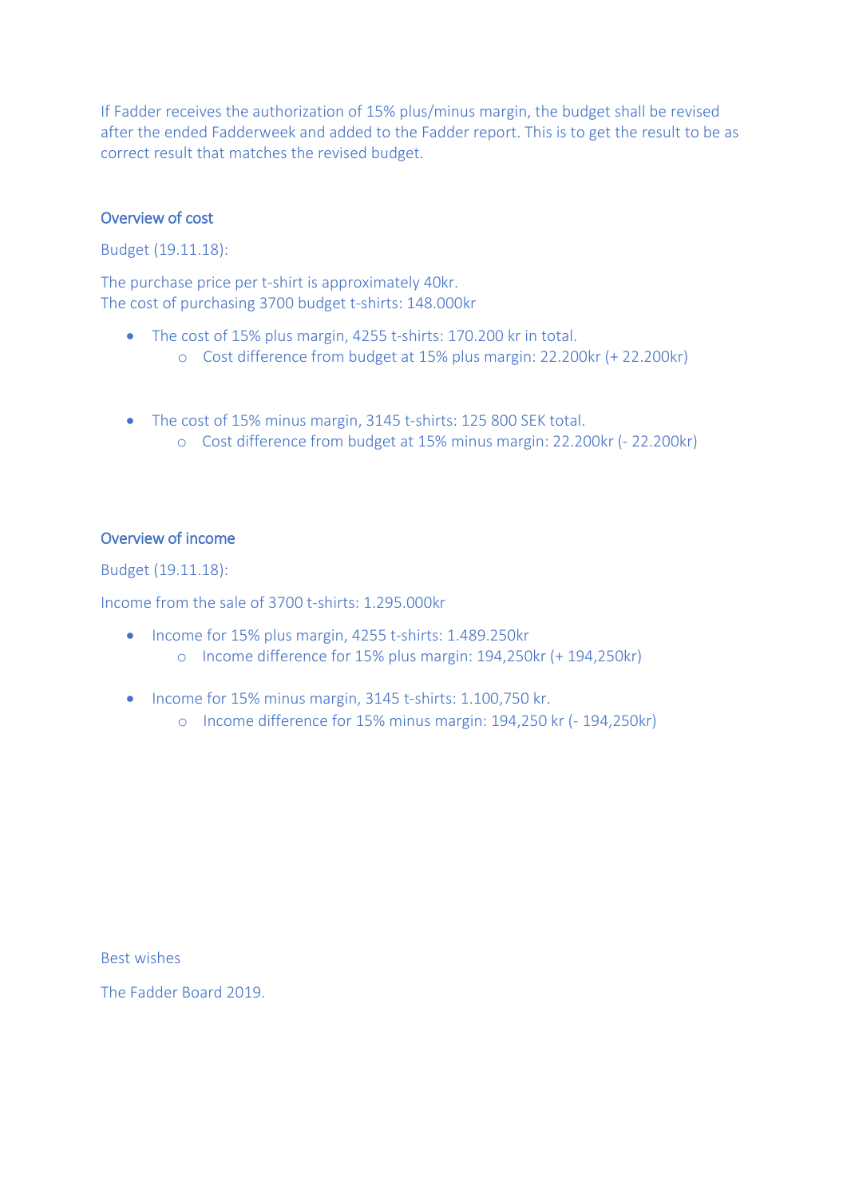If Fadder receives the authorization of 15% plus/minus margin, the budget shall be revised after the ended Fadderweek and added to the Fadder report. This is to get the result to be as correct result that matches the revised budget.

### Overview of cost

Budget (19.11.18):

The purchase price per t-shirt is approximately 40kr.
The cost of purchasing 3700 budget t-shirts: 148.000kr

- The cost of 15% plus margin, 4255 t-shirts: 170.200 kr in total.
    - Cost difference from budget at 15% plus margin: 22.200kr (+ 22.200kr)

- The cost of 15% minus margin, 3145 t-shirts: 125 800 SEK total.
    - Cost difference from budget at 15% minus margin: 22.200kr (- 22.200kr)

### Overview of income

Budget (19.11.18):

Income from the sale of 3700 t-shirts: 1.295.000kr

- Income for 15% plus margin, 4255 t-shirts: 1.489.250kr
    - Income difference for 15% plus margin: 194,250kr (+ 194,250kr)

- Income for 15% minus margin, 3145 t-shirts: 1.100,750 kr.
    - Income difference for 15% minus margin: 194,250 kr (- 194,250kr)

Best wishes

The Fadder Board 2019.